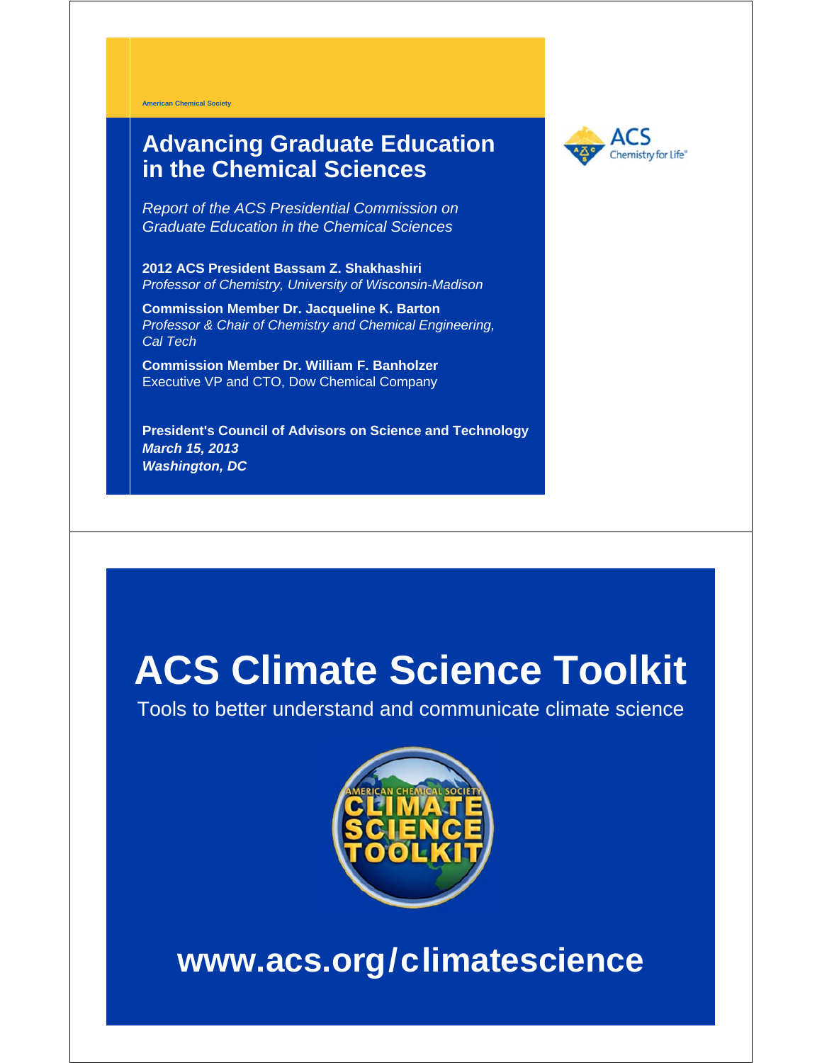American Chemical Society

# Advancing Graduate Education in the Chemical Sciences

*Report of the ACS Presidential Commission on Graduate Education in the Chemical Sciences*

**2012 ACS President Bassam Z. Shakhashiri**
*Professor of Chemistry, University of Wisconsin-Madison*

**Commission Member Dr. Jacqueline K. Barton**
*Professor & Chair of Chemistry and Chemical Engineering, Cal Tech*

**Commission Member Dr. William F. Banholzer**
Executive VP and CTO, Dow Chemical Company

**President's Council of Advisors on Science and Technology**
***March 15, 2013***
***Washington, DC***

ACS Chemistry for Life®

---

# ACS Climate Science Toolkit

Tools to better understand and communicate climate science

AMERICAN CHEMICAL SOCIETY CLIMATE SCIENCE TOOLKIT

## www.acs.org/climatescience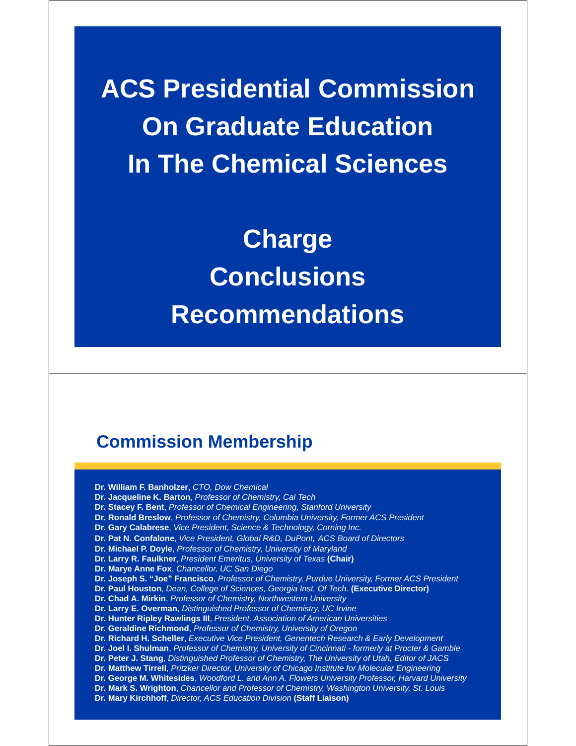# ACS Presidential Commission On Graduate Education In The Chemical Sciences

## Charge

## Conclusions

## Recommendations

---

## Commission Membership

**Dr. William F. Banholzer**, *CTO, Dow Chemical*
**Dr. Jacqueline K. Barton**, *Professor of Chemistry, Cal Tech*
**Dr. Stacey F. Bent**, *Professor of Chemical Engineering, Stanford University*
**Dr. Ronald Breslow**, *Professor of Chemistry, Columbia University, Former ACS President*
**Dr. Gary Calabrese**, *Vice President, Science & Technology, Corning Inc.*
**Dr. Pat N. Confalone**, *Vice President, Global R&D, DuPont, ACS Board of Directors*
**Dr. Michael P. Doyle**, *Professor of Chemistry, University of Maryland*
**Dr. Larry R. Faulkner**, *President Emeritus, University of Texas* **(Chair)**
**Dr. Marye Anne Fox**, *Chancellor, UC San Diego*
**Dr. Joseph S. "Joe" Francisco**, *Professor of Chemistry, Purdue University, Former ACS President*
**Dr. Paul Houston**, *Dean, College of Sciences, Georgia Inst. Of Tech.* **(Executive Director)**
**Dr. Chad A. Mirkin**, *Professor of Chemistry, Northwestern University*
**Dr. Larry E. Overman**, *Distinguished Professor of Chemistry, UC Irvine*
**Dr. Hunter Ripley Rawlings III**, *President, Association of American Universities*
**Dr. Geraldine Richmond**, *Professor of Chemistry, University of Oregon*
**Dr. Richard H. Scheller**, *Executive Vice President, Genentech Research & Early Development*
**Dr. Joel I. Shulman**, *Professor of Chemistry, University of Cincinnati - formerly at Procter & Gamble*
**Dr. Peter J. Stang**, *Distinguished Professor of Chemistry, The University of Utah, Editor of JACS*
**Dr. Matthew Tirrell**, *Pritzker Director, University of Chicago Institute for Molecular Engineering*
**Dr. George M. Whitesides**, *Woodford L. and Ann A. Flowers University Professor, Harvard University*
**Dr. Mark S. Wrighton**, *Chancellor and Professor of Chemistry, Washington University, St. Louis*
**Dr. Mary Kirchhoff**, *Director, ACS Education Division* **(Staff Liaison)**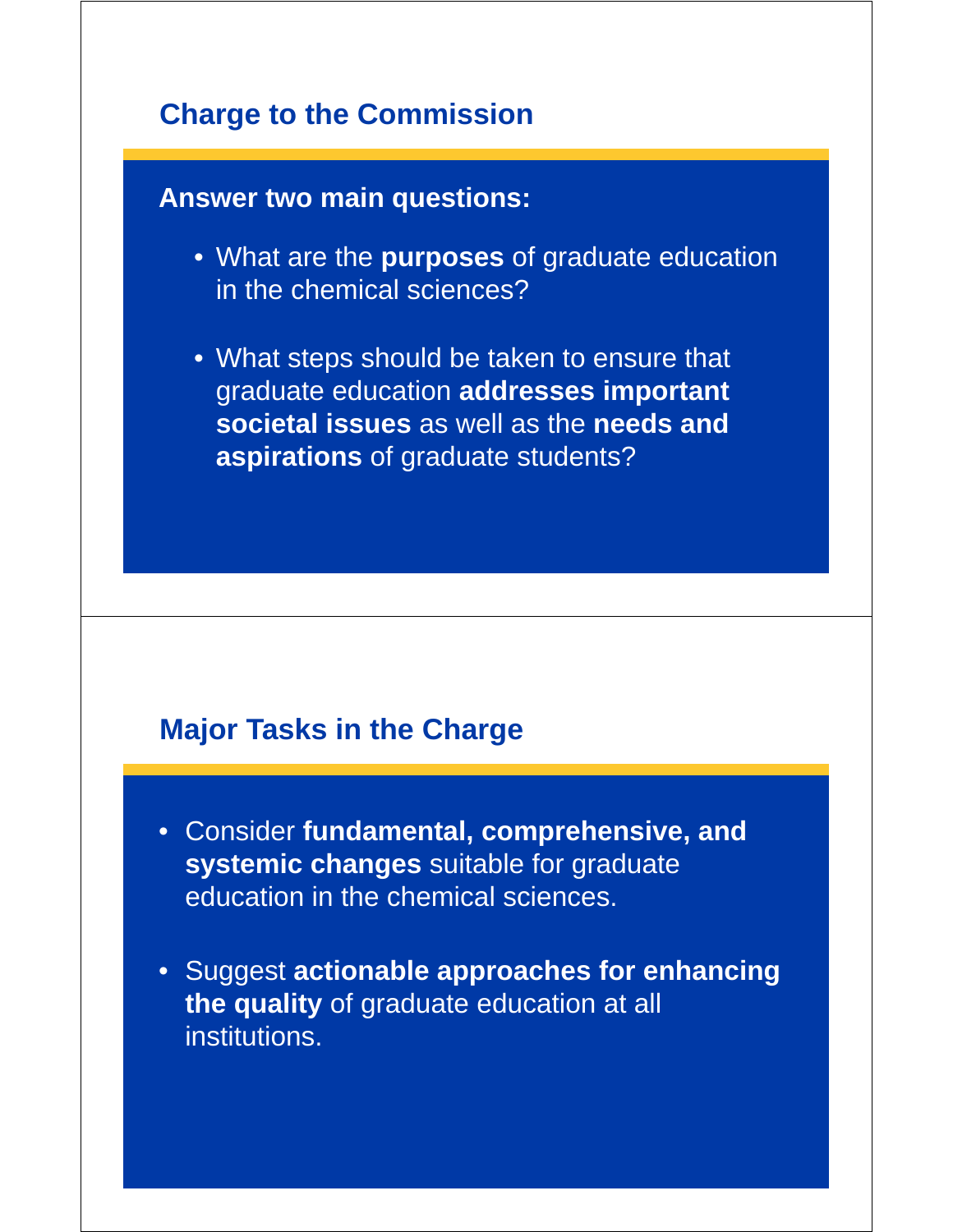## Charge to the Commission

**Answer two main questions:**

- What are the **purposes** of graduate education in the chemical sciences?
- What steps should be taken to ensure that graduate education **addresses important societal issues** as well as the **needs and aspirations** of graduate students?

## Major Tasks in the Charge

- Consider **fundamental, comprehensive, and systemic changes** suitable for graduate education in the chemical sciences.
- Suggest **actionable approaches for enhancing the quality** of graduate education at all institutions.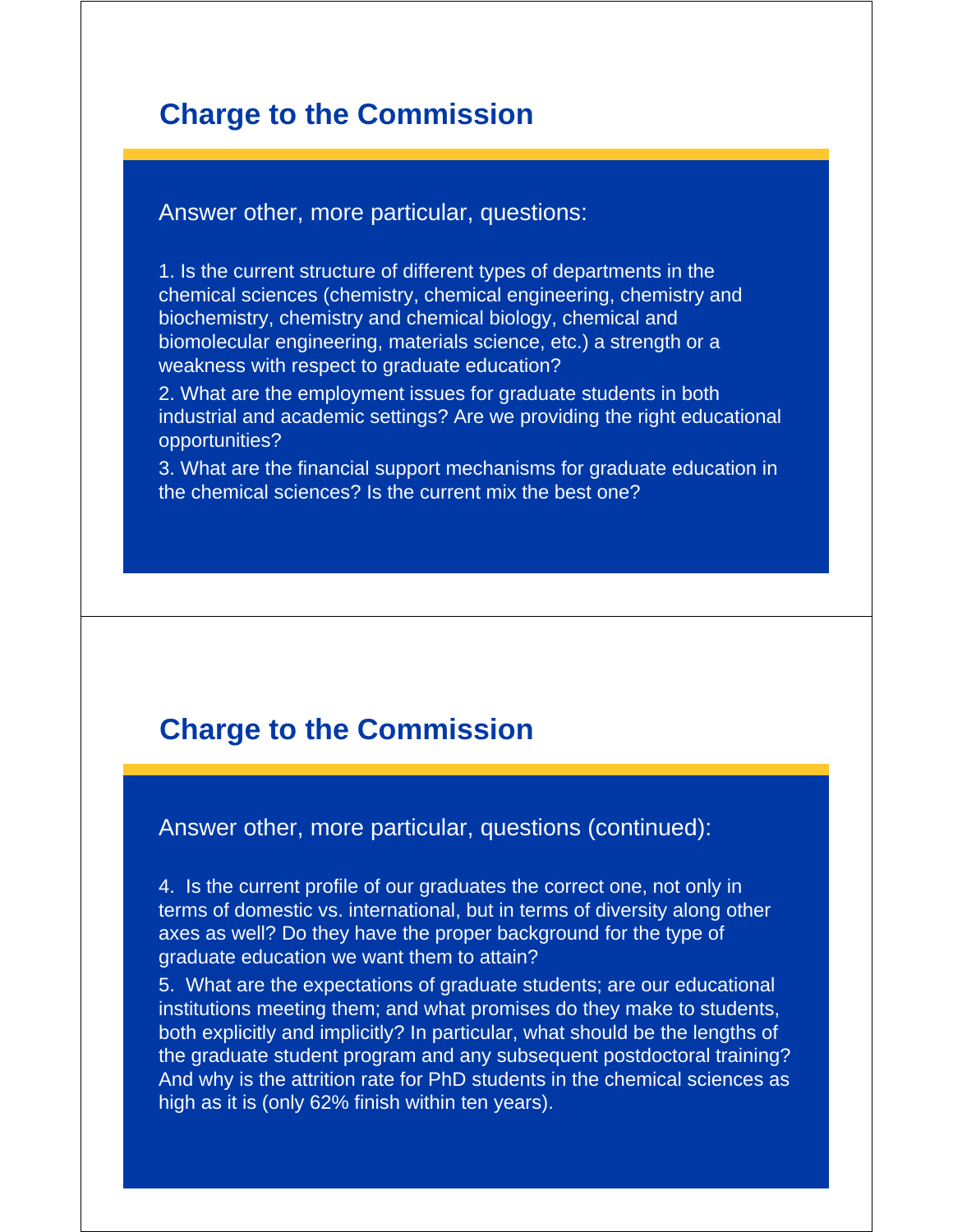## Charge to the Commission

Answer other, more particular, questions:

1. Is the current structure of different types of departments in the chemical sciences (chemistry, chemical engineering, chemistry and biochemistry, chemistry and chemical biology, chemical and biomolecular engineering, materials science, etc.) a strength or a weakness with respect to graduate education?
2. What are the employment issues for graduate students in both industrial and academic settings? Are we providing the right educational opportunities?
3. What are the financial support mechanisms for graduate education in the chemical sciences? Is the current mix the best one?

## Charge to the Commission

Answer other, more particular, questions (continued):

4. Is the current profile of our graduates the correct one, not only in terms of domestic vs. international, but in terms of diversity along other axes as well? Do they have the proper background for the type of graduate education we want them to attain?
5. What are the expectations of graduate students; are our educational institutions meeting them; and what promises do they make to students, both explicitly and implicitly? In particular, what should be the lengths of the graduate student program and any subsequent postdoctoral training? And why is the attrition rate for PhD students in the chemical sciences as high as it is (only 62% finish within ten years).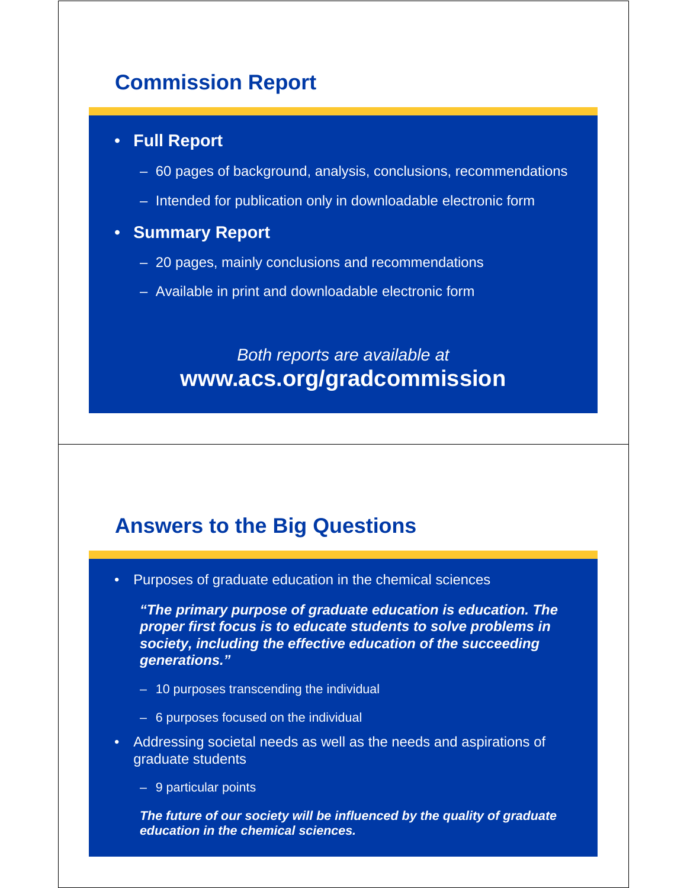## Commission Report

- **Full Report**
  - 60 pages of background, analysis, conclusions, recommendations
  - Intended for publication only in downloadable electronic form
- **Summary Report**
  - 20 pages, mainly conclusions and recommendations
  - Available in print and downloadable electronic form

*Both reports are available at*
**www.acs.org/gradcommission**

## Answers to the Big Questions

- Purposes of graduate education in the chemical sciences

  ***"The primary purpose of graduate education is education. The proper first focus is to educate students to solve problems in society, including the effective education of the succeeding generations."***

  - 10 purposes transcending the individual
  - 6 purposes focused on the individual
- Addressing societal needs as well as the needs and aspirations of graduate students
  - 9 particular points

  ***The future of our society will be influenced by the quality of graduate education in the chemical sciences.***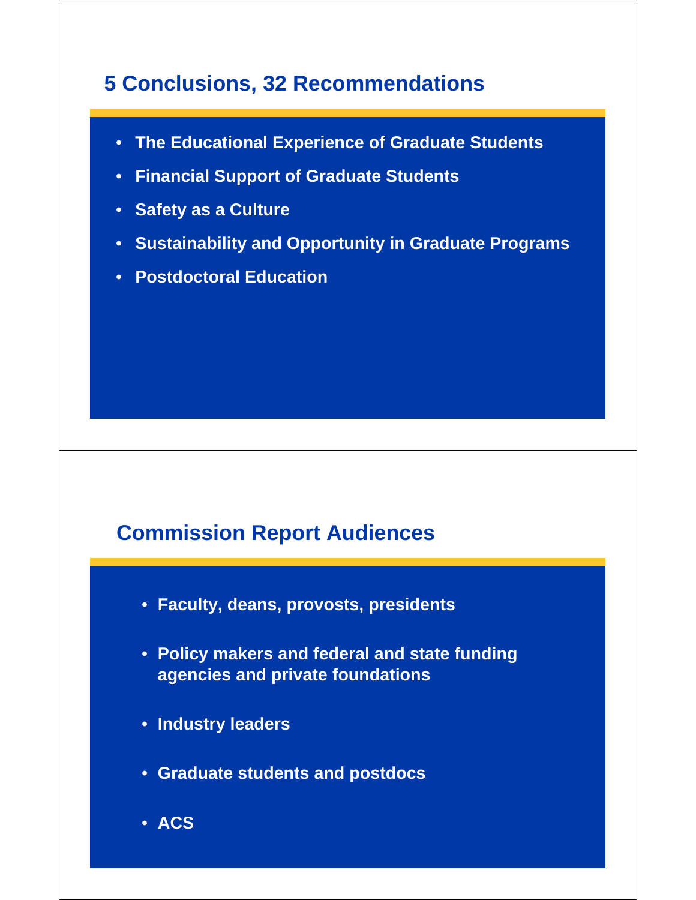## 5 Conclusions, 32 Recommendations

- **The Educational Experience of Graduate Students**
- **Financial Support of Graduate Students**
- **Safety as a Culture**
- **Sustainability and Opportunity in Graduate Programs**
- **Postdoctoral Education**

## Commission Report Audiences

- **Faculty, deans, provosts, presidents**
- **Policy makers and federal and state funding agencies and private foundations**
- **Industry leaders**
- **Graduate students and postdocs**
- **ACS**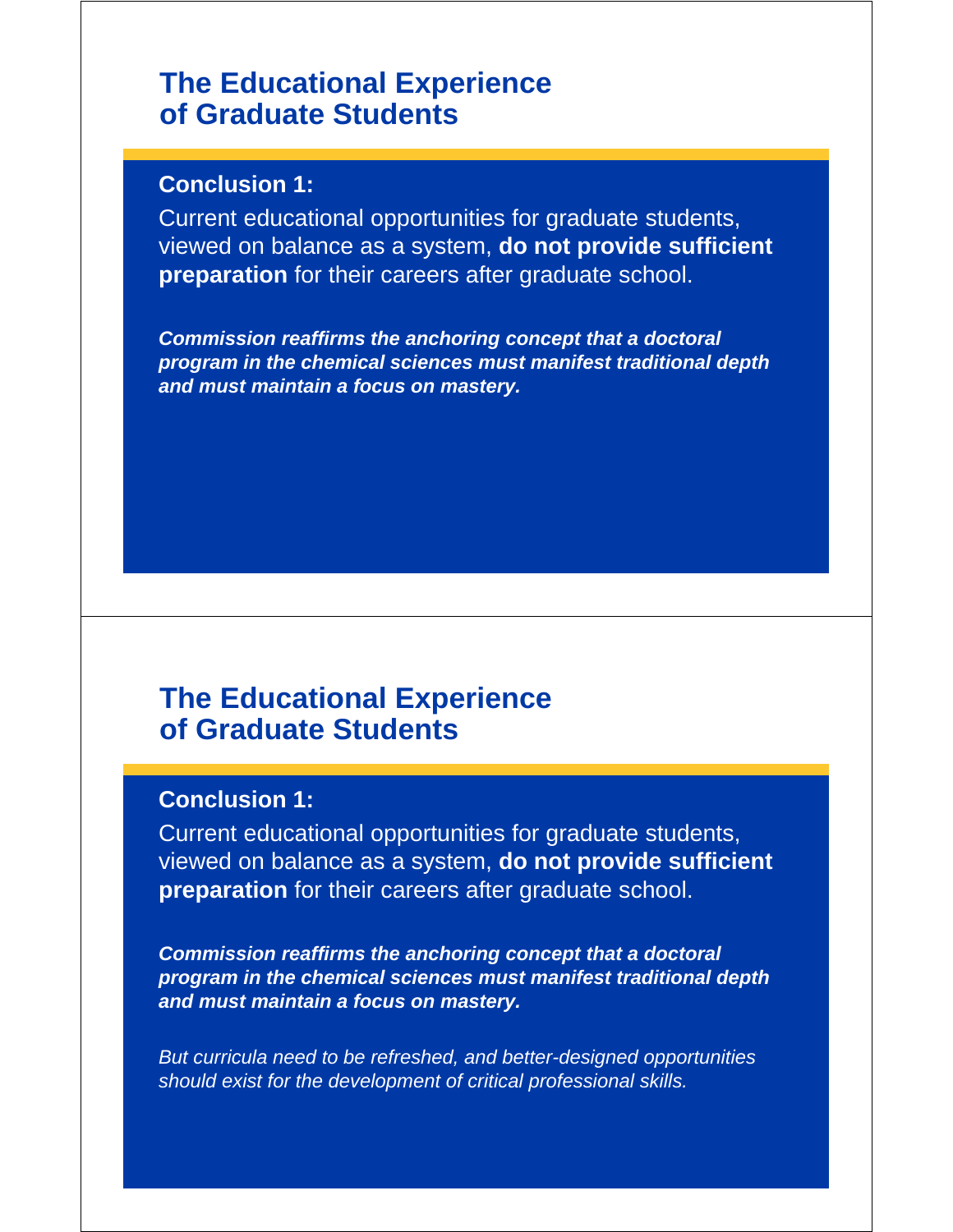## The Educational Experience of Graduate Students

**Conclusion 1:**

Current educational opportunities for graduate students, viewed on balance as a system, **do not provide sufficient preparation** for their careers after graduate school.

***Commission reaffirms the anchoring concept that a doctoral program in the chemical sciences must manifest traditional depth and must maintain a focus on mastery.***

## The Educational Experience of Graduate Students

**Conclusion 1:**

Current educational opportunities for graduate students, viewed on balance as a system, **do not provide sufficient preparation** for their careers after graduate school.

***Commission reaffirms the anchoring concept that a doctoral program in the chemical sciences must manifest traditional depth and must maintain a focus on mastery.***

*But curricula need to be refreshed, and better-designed opportunities should exist for the development of critical professional skills.*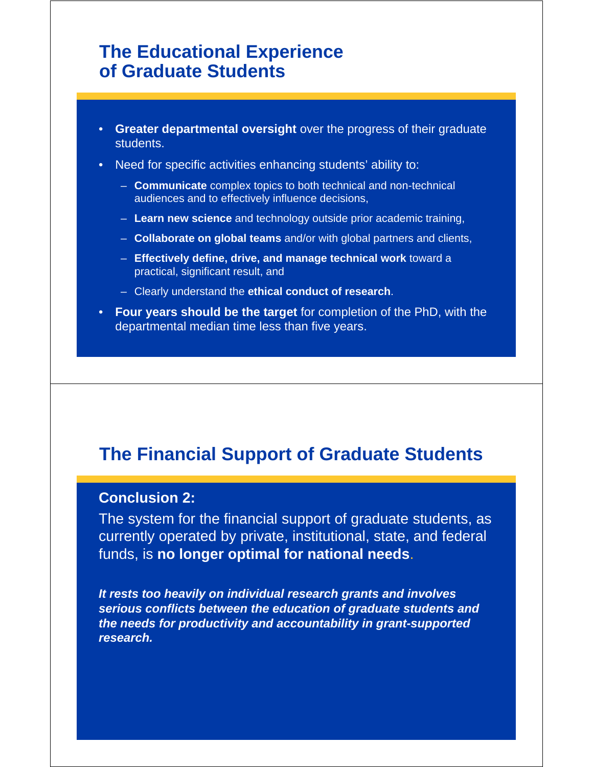## The Educational Experience of Graduate Students

- **Greater departmental oversight** over the progress of their graduate students.
- Need for specific activities enhancing students' ability to:
  - **Communicate** complex topics to both technical and non-technical audiences and to effectively influence decisions,
  - **Learn new science** and technology outside prior academic training,
  - **Collaborate on global teams** and/or with global partners and clients,
  - **Effectively define, drive, and manage technical work** toward a practical, significant result, and
  - Clearly understand the **ethical conduct of research**.
- **Four years should be the target** for completion of the PhD, with the departmental median time less than five years.

## The Financial Support of Graduate Students

**Conclusion 2:**

The system for the financial support of graduate students, as currently operated by private, institutional, state, and federal funds, is **no longer optimal for national needs**.

***It rests too heavily on individual research grants and involves serious conflicts between the education of graduate students and the needs for productivity and accountability in grant-supported research.***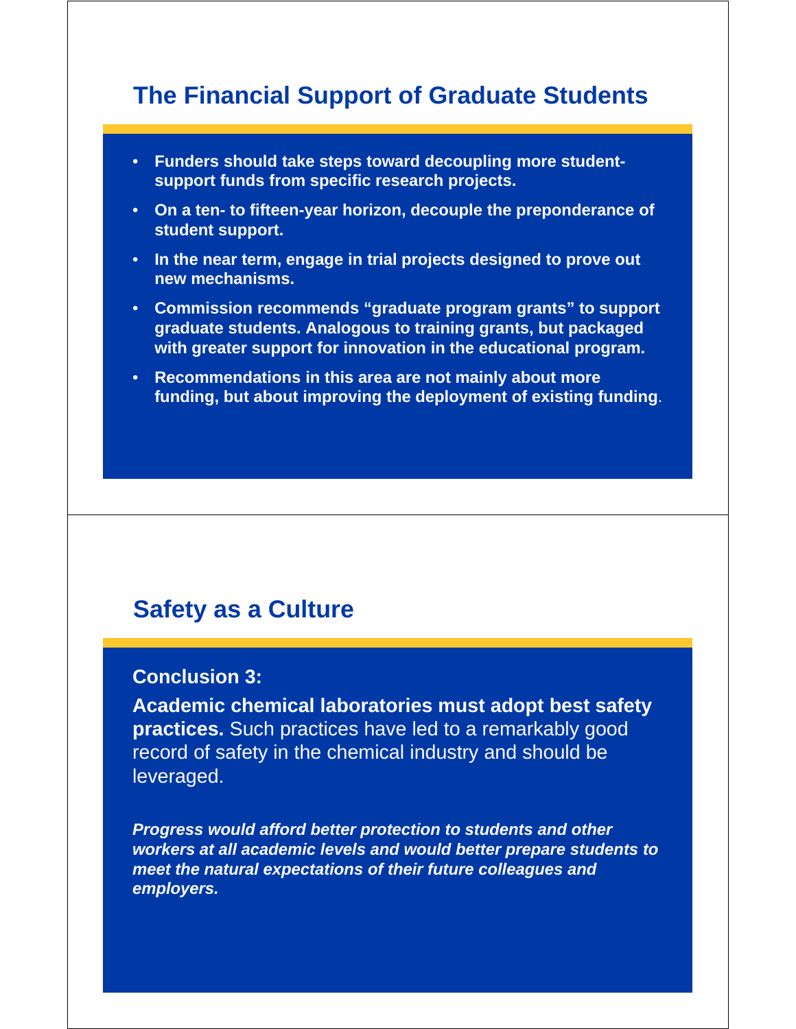## The Financial Support of Graduate Students

- **Funders should take steps toward decoupling more student-support funds from specific research projects.**
- **On a ten- to fifteen-year horizon, decouple the preponderance of student support.**
- **In the near term, engage in trial projects designed to prove out new mechanisms.**
- **Commission recommends "graduate program grants" to support graduate students. Analogous to training grants, but packaged with greater support for innovation in the educational program.**
- **Recommendations in this area are not mainly about more funding, but about improving the deployment of existing funding**.

## Safety as a Culture

**Conclusion 3:**

**Academic chemical laboratories must adopt best safety practices.** Such practices have led to a remarkably good record of safety in the chemical industry and should be leveraged.

***Progress would afford better protection to students and other workers at all academic levels and would better prepare students to meet the natural expectations of their future colleagues and employers.***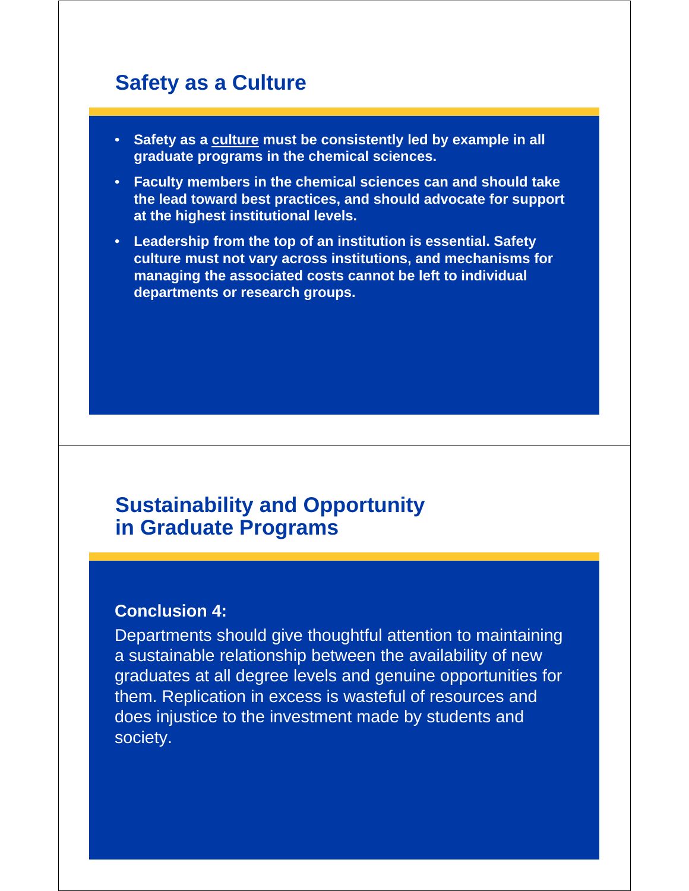## Safety as a Culture

- **Safety as a culture must be consistently led by example in all graduate programs in the chemical sciences.**
- **Faculty members in the chemical sciences can and should take the lead toward best practices, and should advocate for support at the highest institutional levels.**
- **Leadership from the top of an institution is essential. Safety culture must not vary across institutions, and mechanisms for managing the associated costs cannot be left to individual departments or research groups.**

## Sustainability and Opportunity in Graduate Programs

**Conclusion 4:**

Departments should give thoughtful attention to maintaining a sustainable relationship between the availability of new graduates at all degree levels and genuine opportunities for them. Replication in excess is wasteful of resources and does injustice to the investment made by students and society.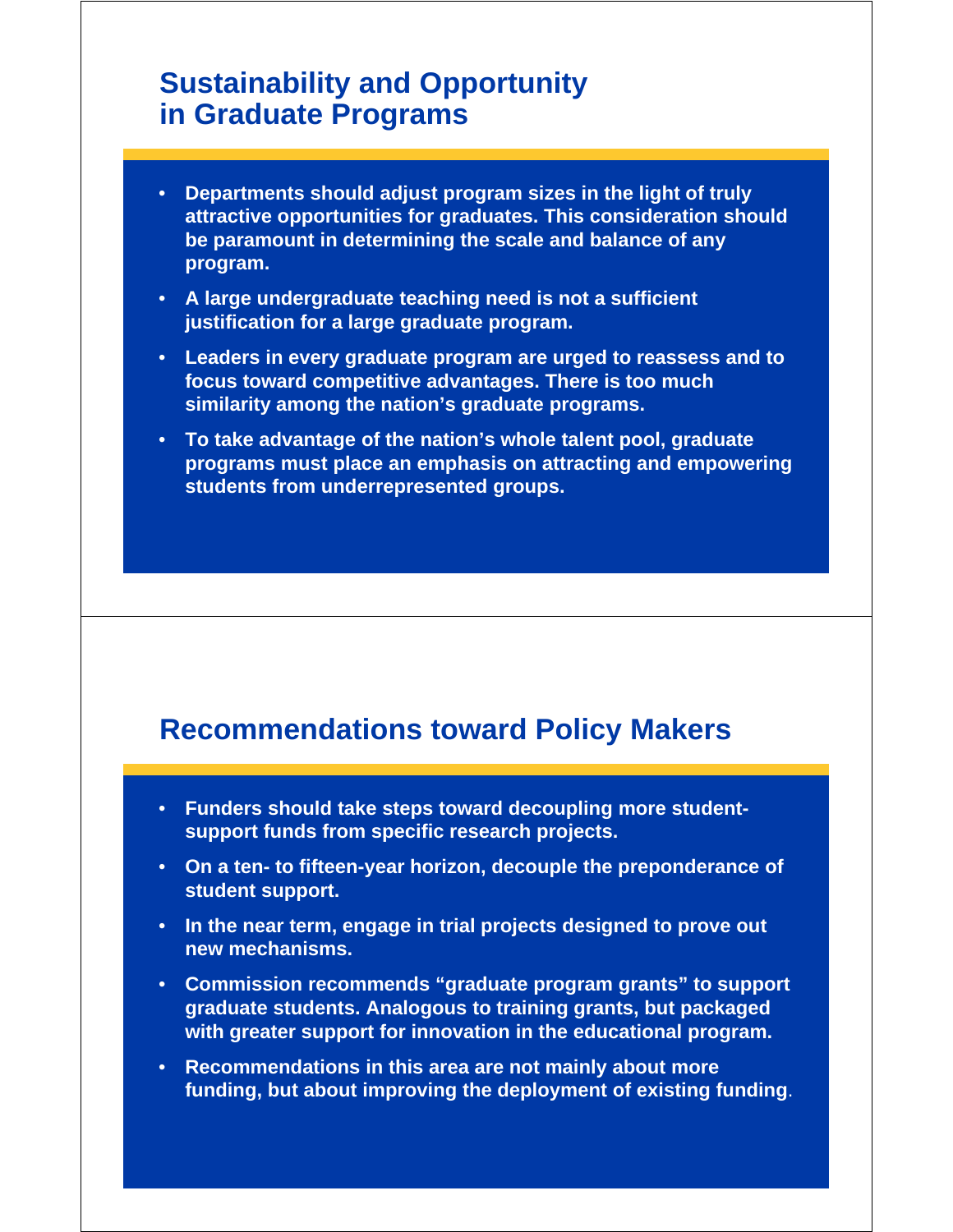## Sustainability and Opportunity in Graduate Programs

- Departments should adjust program sizes in the light of truly attractive opportunities for graduates. This consideration should be paramount in determining the scale and balance of any program.
- A large undergraduate teaching need is not a sufficient justification for a large graduate program.
- Leaders in every graduate program are urged to reassess and to focus toward competitive advantages. There is too much similarity among the nation's graduate programs.
- To take advantage of the nation's whole talent pool, graduate programs must place an emphasis on attracting and empowering students from underrepresented groups.

## Recommendations toward Policy Makers

- Funders should take steps toward decoupling more student-support funds from specific research projects.
- On a ten- to fifteen-year horizon, decouple the preponderance of student support.
- In the near term, engage in trial projects designed to prove out new mechanisms.
- Commission recommends "graduate program grants" to support graduate students. Analogous to training grants, but packaged with greater support for innovation in the educational program.
- Recommendations in this area are not mainly about more funding, but about improving the deployment of existing funding.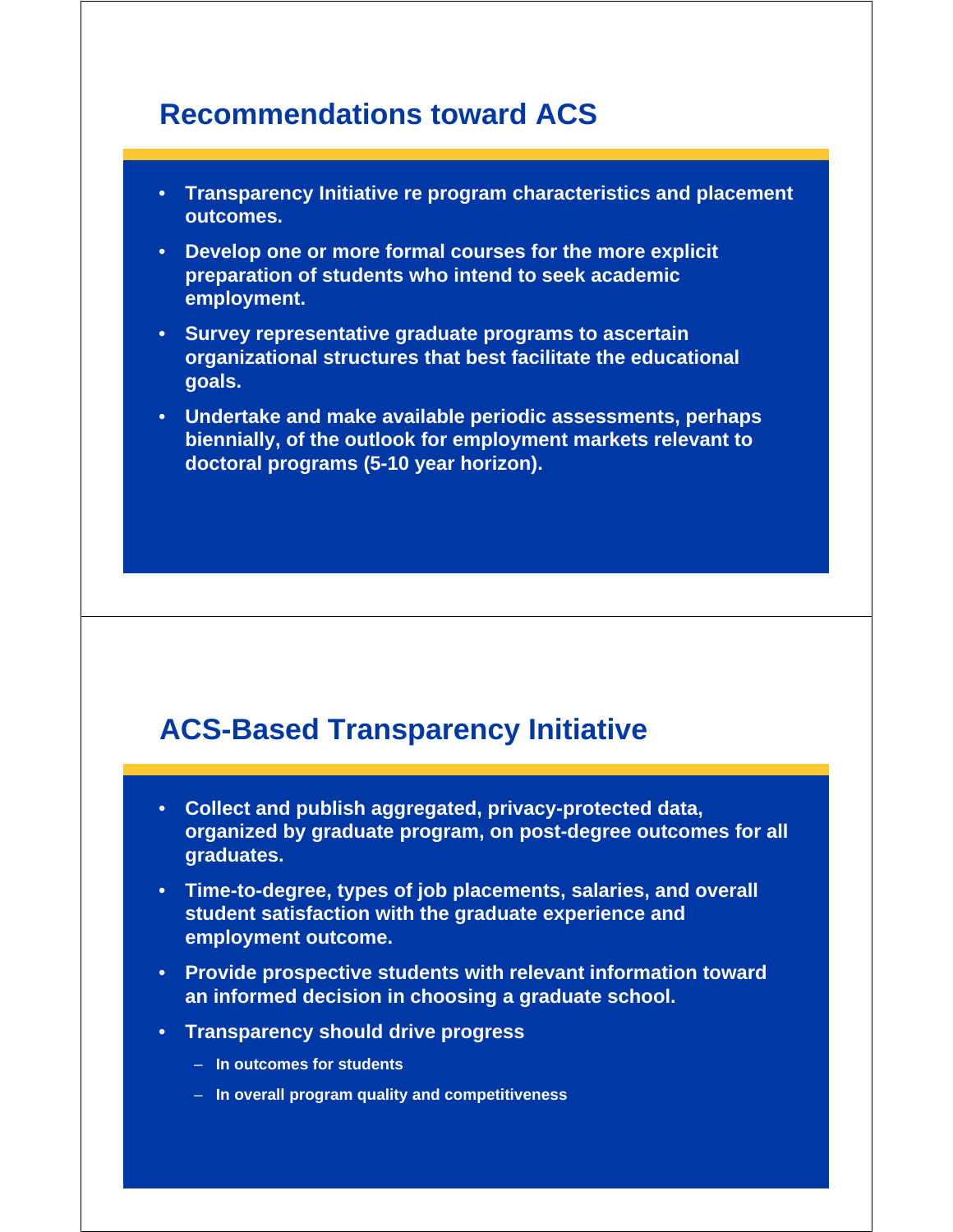## Recommendations toward ACS

- **Transparency Initiative re program characteristics and placement outcomes.**
- **Develop one or more formal courses for the more explicit preparation of students who intend to seek academic employment.**
- **Survey representative graduate programs to ascertain organizational structures that best facilitate the educational goals.**
- **Undertake and make available periodic assessments, perhaps biennially, of the outlook for employment markets relevant to doctoral programs (5-10 year horizon).**

## ACS-Based Transparency Initiative

- **Collect and publish aggregated, privacy-protected data, organized by graduate program, on post-degree outcomes for all graduates.**
- **Time-to-degree, types of job placements, salaries, and overall student satisfaction with the graduate experience and employment outcome.**
- **Provide prospective students with relevant information toward an informed decision in choosing a graduate school.**
- **Transparency should drive progress**
  - **In outcomes for students**
  - **In overall program quality and competitiveness**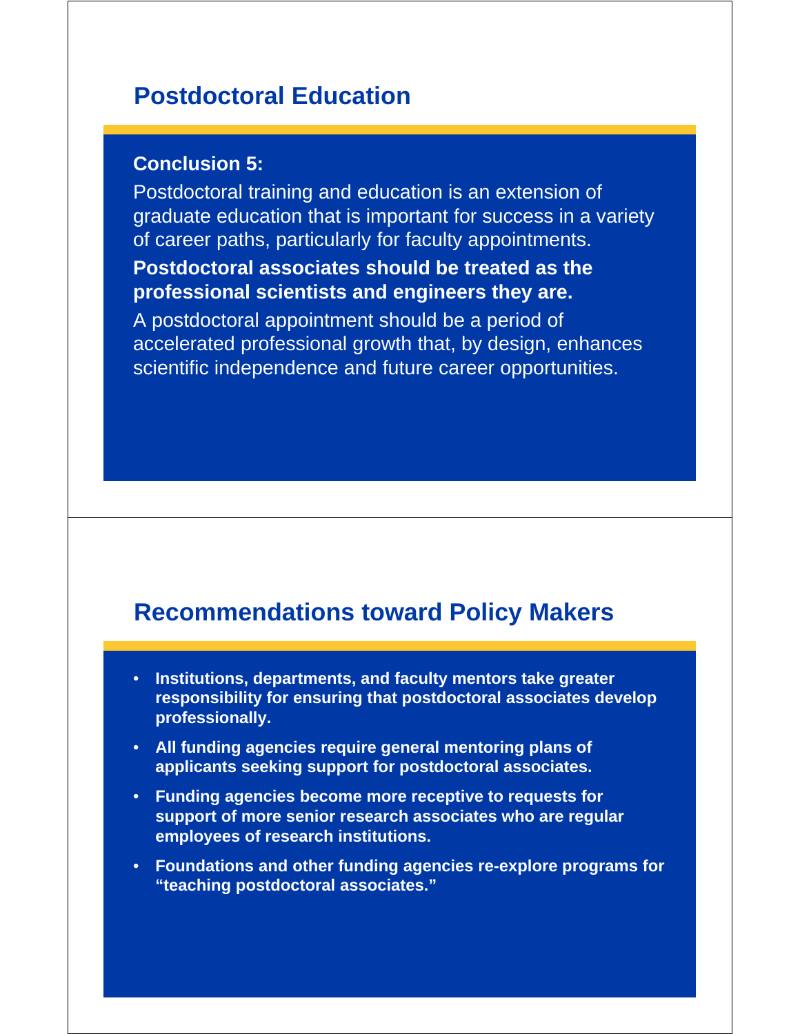## Postdoctoral Education

**Conclusion 5:**

Postdoctoral training and education is an extension of graduate education that is important for success in a variety of career paths, particularly for faculty appointments.

**Postdoctoral associates should be treated as the professional scientists and engineers they are.**

A postdoctoral appointment should be a period of accelerated professional growth that, by design, enhances scientific independence and future career opportunities.

## Recommendations toward Policy Makers

- **Institutions, departments, and faculty mentors take greater responsibility for ensuring that postdoctoral associates develop professionally.**
- **All funding agencies require general mentoring plans of applicants seeking support for postdoctoral associates.**
- **Funding agencies become more receptive to requests for support of more senior research associates who are regular employees of research institutions.**
- **Foundations and other funding agencies re-explore programs for "teaching postdoctoral associates."**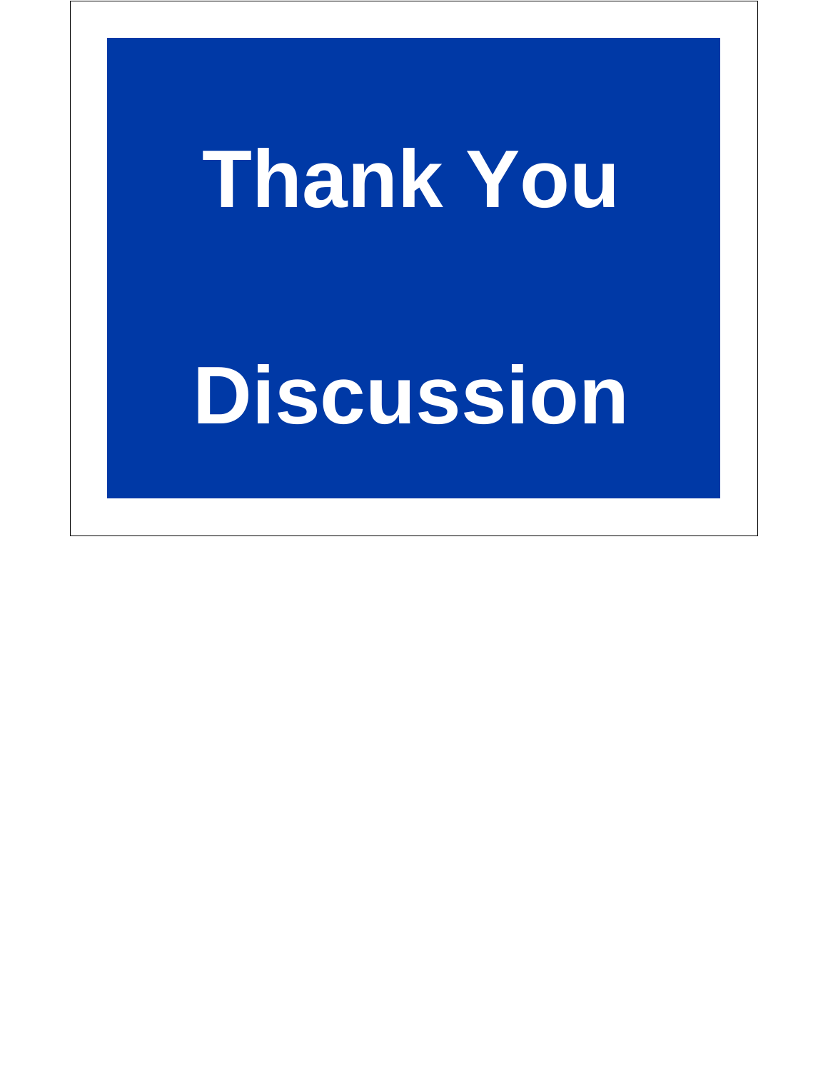# Thank You

# Discussion